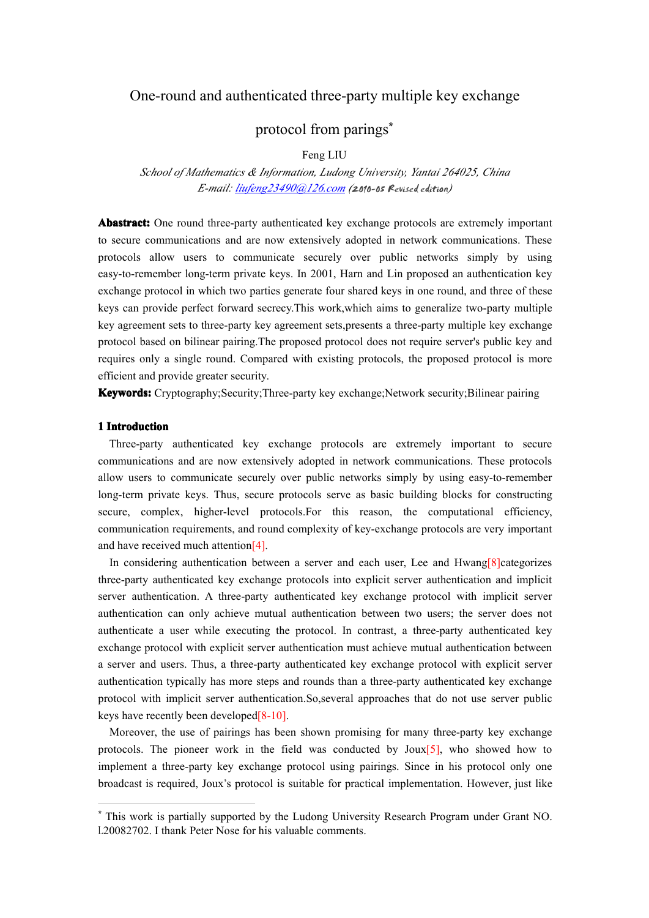# One-round and authenticated three-party multiple key exchange protocol from parings*

Feng LIU

*School of Mathematics & Information, Ludong University, Yantai 264025, China*

*E-mail: liufeng23490@126.com* (2010-05 Revised edition)

**Abastract:** One round three-party authenticated key exchange protocols are extremely important to secure communications and are now extensively adopted in network communications. These protocols allow users to communicate securely over public networks simply by using easy-to-remember long-term private keys. In 2001, Harn and Lin proposed an authentication key exchange protocol in which two parties generate four shared keys in one round, and three of these keys can provide perfect forward secrecy.This work,which aims to generalize two-party multiple key agreement sets to three-party key agreement sets,presents a three-party multiple key exchange protocol based on bilinear pairing.The proposed protocol does not require server's public key and requires only a single round. Compared with existing protocols, the proposed protocol is more efficient and provide greater security.

**Keywords:** Cryptography;Security;Three-party key exchange;Network security;Bilinear pairing

## 1 Introduction

Three-party authenticated key exchange protocols are extremely important to secure communications and are now extensively adopted in network communications. These protocols allow users to communicate securely over public networks simply by using easy-to-remember long-term private keys. Thus, secure protocols serve as basic building blocks for constructing secure, complex, higher-level protocols.For this reason, the computational efficiency, communication requirements, and round complexity of key-exchange protocols are very important and have received much attention[4].

In considering authentication between a server and each user, Lee and Hwang[8]categorizes three-party authenticated key exchange protocols into explicit server authentication and implicit server authentication. A three-party authenticated key exchange protocol with implicit server authentication can only achieve mutual authentication between two users; the server does not authenticate a user while executing the protocol. In contrast, a three-party authenticated key exchange protocol with explicit server authentication must achieve mutual authentication between a server and users. Thus, a three-party authenticated key exchange protocol with explicit server authentication typically has more steps and rounds than a three-party authenticated key exchange protocol with implicit server authentication.So,several approaches that do not use server public keys have recently been developed[8-10].

Moreover, the use of pairings has been shown promising for many three-party key exchange protocols. The pioneer work in the field was conducted by Joux[5], who showed how to implement a three-party key exchange protocol using pairings. Since in his protocol only one broadcast is required, Joux's protocol is suitable for practical implementation. However, just like

* This work is partially supported by the Ludong University Research Program under Grant NO. L20082702. I thank Peter Nose for his valuable comments.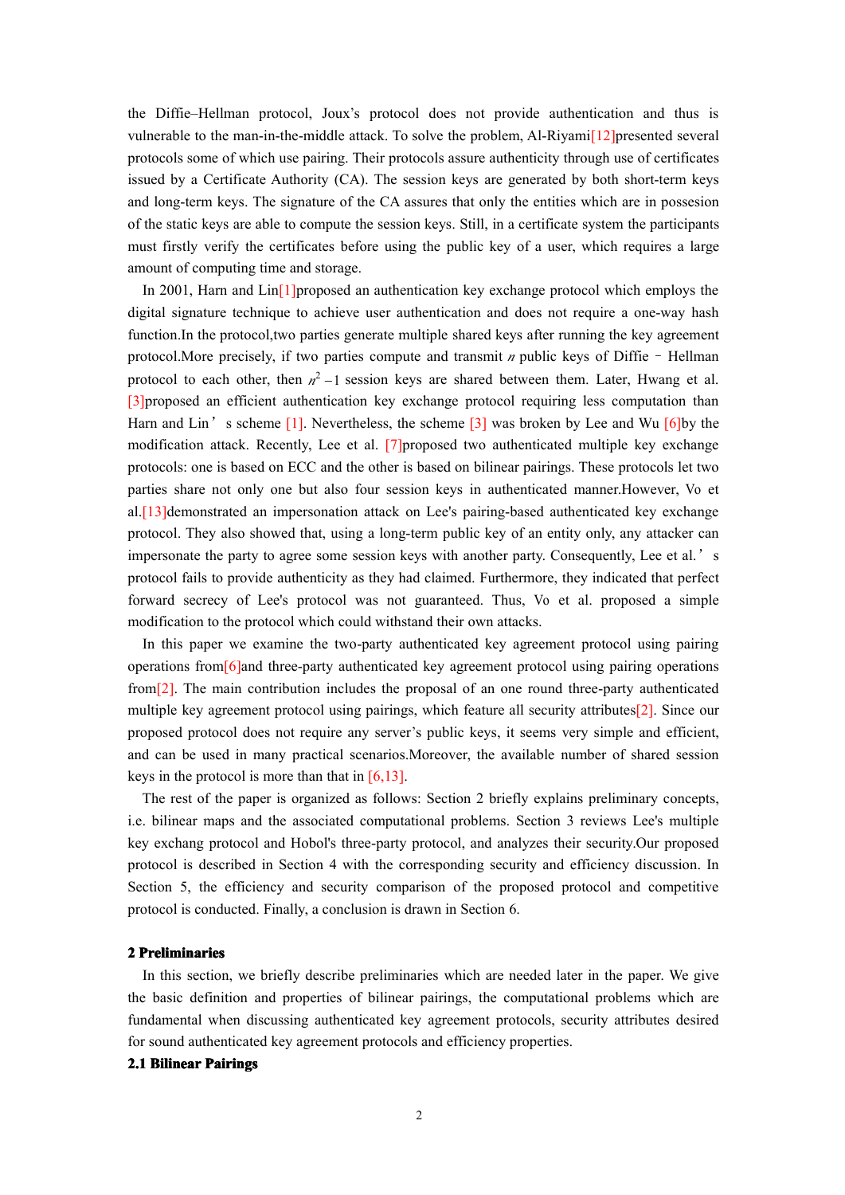the Diffie–Hellman protocol, Joux's protocol does not provide authentication and thus is vulnerable to the man-in-the-middle attack. To solve the problem, Al-Riyami[12]presented several protocols some of which use pairing. Their protocols assure authenticity through use of certificates issued by a Certificate Authority (CA). The session keys are generated by both short-term keys and long-term keys. The signature of the CA assures that only the entities which are in possesion of the static keys are able to compute the session keys. Still, in a certificate system the participants must firstly verify the certificates before using the public key of a user, which requires a large amount of computing time and storage.

In 2001, Harn and Lin[1]proposed an authentication key exchange protocol which employs the digital signature technique to achieve user authentication and does not require a one-way hash function.In the protocol,two parties generate multiple shared keys after running the key agreement protocol.More precisely, if two parties compute and transmit $n$ public keys of Diffie – Hellman protocol to each other, then $n^2-1$ session keys are shared between them. Later, Hwang et al. [3]proposed an efficient authentication key exchange protocol requiring less computation than Harn and Lin's scheme [1]. Nevertheless, the scheme [3] was broken by Lee and Wu [6]by the modification attack. Recently, Lee et al. [7]proposed two authenticated multiple key exchange protocols: one is based on ECC and the other is based on bilinear pairings. These protocols let two parties share not only one but also four session keys in authenticated manner.However, Vo et al.[13]demonstrated an impersonation attack on Lee's pairing-based authenticated key exchange protocol. They also showed that, using a long-term public key of an entity only, any attacker can impersonate the party to agree some session keys with another party. Consequently, Lee et al.'s protocol fails to provide authenticity as they had claimed. Furthermore, they indicated that perfect forward secrecy of Lee's protocol was not guaranteed. Thus, Vo et al. proposed a simple modification to the protocol which could withstand their own attacks.

In this paper we examine the two-party authenticated key agreement protocol using pairing operations from[6]and three-party authenticated key agreement protocol using pairing operations from[2]. The main contribution includes the proposal of an one round three-party authenticated multiple key agreement protocol using pairings, which feature all security attributes[2]. Since our proposed protocol does not require any server's public keys, it seems very simple and efficient, and can be used in many practical scenarios.Moreover, the available number of shared session keys in the protocol is more than that in [6,13].

The rest of the paper is organized as follows: Section 2 briefly explains preliminary concepts, i.e. bilinear maps and the associated computational problems. Section 3 reviews Lee's multiple key exchang protocol and Hobol's three-party protocol, and analyzes their security.Our proposed protocol is described in Section 4 with the corresponding security and efficiency discussion. In Section 5, the efficiency and security comparison of the proposed protocol and competitive protocol is conducted. Finally, a conclusion is drawn in Section 6.

## 2 Preliminaries

In this section, we briefly describe preliminaries which are needed later in the paper. We give the basic definition and properties of bilinear pairings, the computational problems which are fundamental when discussing authenticated key agreement protocols, security attributes desired for sound authenticated key agreement protocols and efficiency properties.

### 2.1 Bilinear Pairings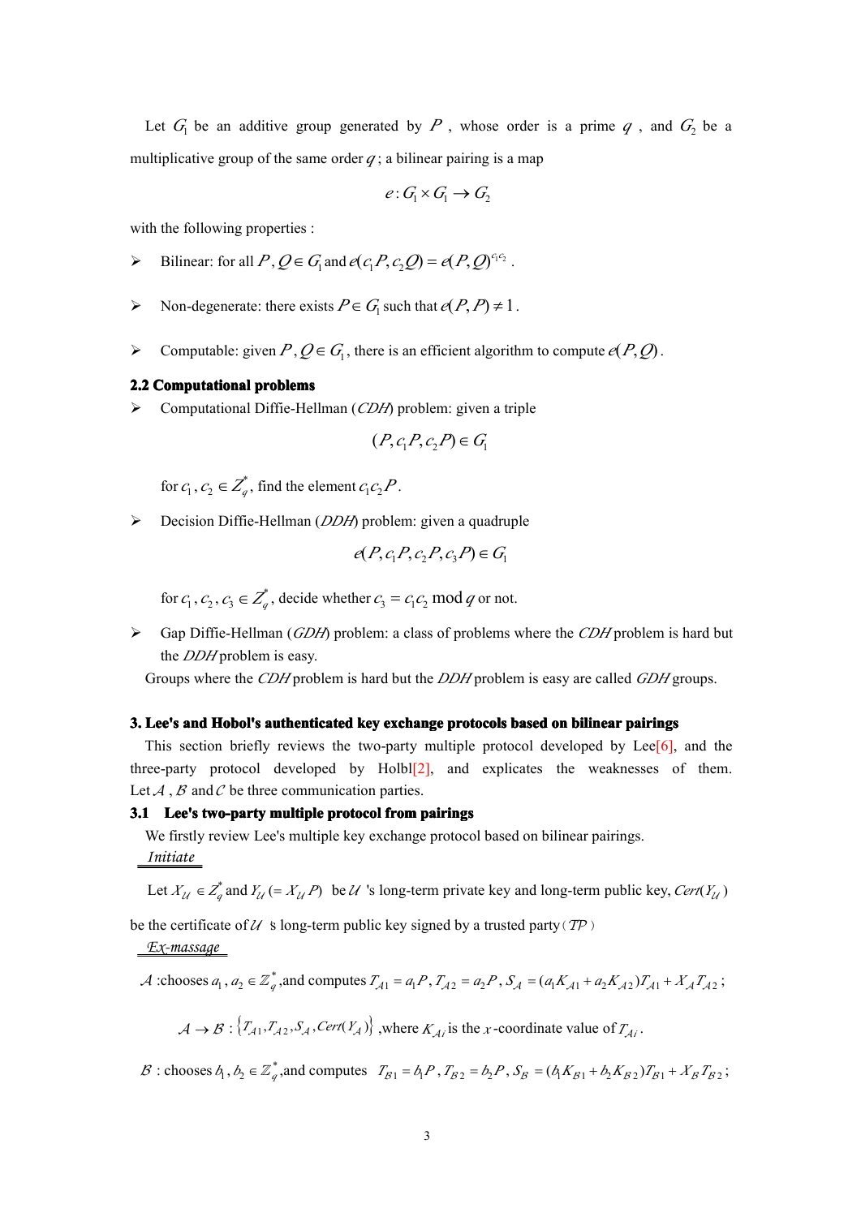Let $G_1$ be an additive group generated by $P$, whose order is a prime $q$, and $G_2$ be a multiplicative group of the same order $q$; a bilinear pairing is a map

$$e: G_1 \times G_1 \rightarrow G_2$$

with the following properties :

- Bilinear: for all $P, Q \in G_1$ and $e(c_1P, c_2Q) = e(P, Q)^{c_1c_2}$.
- Non-degenerate: there exists $P \in G_1$ such that $e(P, P) \neq 1$.
- Computable: given $P, Q \in G_1$, there is an efficient algorithm to compute $e(P, Q)$.

### 2.2 Computational problems

- Computational Diffie-Hellman (*CDH*) problem: given a triple

$$(P, c_1P, c_2P) \in G_1$$

  for $c_1, c_2 \in Z_q^*$, find the element $c_1c_2P$.

- Decision Diffie-Hellman (*DDH*) problem: given a quadruple

$$e(P, c_1P, c_2P, c_3P) \in G_1$$

  for $c_1, c_2, c_3 \in Z_q^*$, decide whether $c_3 = c_1c_2 \bmod q$ or not.

- Gap Diffie-Hellman (*GDH*) problem: a class of problems where the *CDH* problem is hard but the *DDH* problem is easy.

Groups where the *CDH* problem is hard but the *DDH* problem is easy are called *GDH* groups.

## 3. Lee's and Hobol's authenticated key exchange protocols based on bilinear pairings

This section briefly reviews the two-party multiple protocol developed by Lee[6], and the three-party protocol developed by Holbl[2], and explicates the weaknesses of them. Let $\mathcal{A}$, $\mathcal{B}$ and $\mathcal{C}$ be three communication parties.

### 3.1 Lee's two-party multiple protocol from pairings

We firstly review Lee's multiple key exchange protocol based on bilinear pairings.

*Initiate*

Let $X_{\mathcal{U}} \in Z_q^*$ and $Y_{\mathcal{U}} (= X_{\mathcal{U}}P)$ be $\mathcal{U}$ 's long-term private key and long-term public key, $Cert(Y_{\mathcal{U}})$ be the certificate of $\mathcal{U}$ s long-term public key signed by a trusted party（$\mathcal{TP}$）

*Ex-massage*

$\mathcal{A}$ :chooses $a_1, a_2 \in \mathbb{Z}_q^*$,and computes $T_{\mathcal{A}1} = a_1P$, $T_{\mathcal{A}2} = a_2P$, $S_{\mathcal{A}} = (a_1K_{\mathcal{A}1} + a_2K_{\mathcal{A}2})T_{\mathcal{A}1} + X_{\mathcal{A}}T_{\mathcal{A}2}$;

$\mathcal{A} \rightarrow \mathcal{B}$ : $\{T_{\mathcal{A}1}, T_{\mathcal{A}2}, S_{\mathcal{A}}, Cert(Y_{\mathcal{A}})\}$ ,where $K_{\mathcal{A}i}$ is the $x$-coordinate value of $T_{\mathcal{A}i}$.

$\mathcal{B}$ : chooses $b_1, b_2 \in \mathbb{Z}_q^*$,and computes $T_{\mathcal{B}1} = b_1P$, $T_{\mathcal{B}2} = b_2P$, $S_{\mathcal{B}} = (b_1K_{\mathcal{B}1} + b_2K_{\mathcal{B}2})T_{\mathcal{B}1} + X_{\mathcal{B}}T_{\mathcal{B}2}$;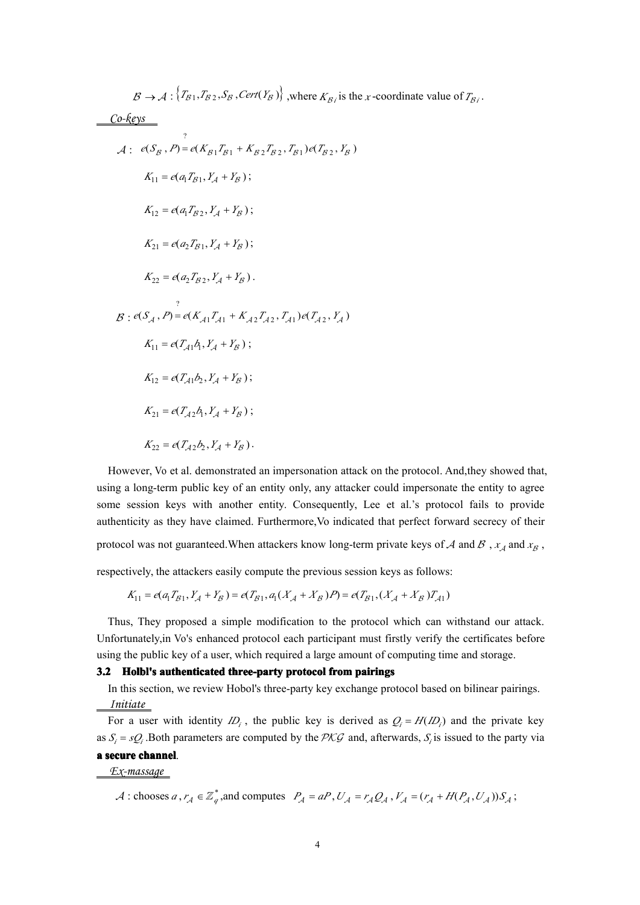$\mathcal{B} \to \mathcal{A} : \{T_{\mathcal{B}1}, T_{\mathcal{B}2}, S_{\mathcal{B}}, Cert(Y_{\mathcal{B}})\}$ ,where $K_{\mathcal{B}i}$ is the $x$-coordinate value of $T_{\mathcal{B}i}$.

*Co-keys*

$\mathcal{A}$ : $e(S_{\mathcal{B}}, P) \stackrel{?}{=} e(K_{\mathcal{B}1}T_{\mathcal{B}1} + K_{\mathcal{B}2}T_{\mathcal{B}2}, T_{\mathcal{B}1})e(T_{\mathcal{B}2}, Y_{\mathcal{B}})$

$K_{11} = e(a_1 T_{\mathcal{B}1}, Y_{\mathcal{A}} + Y_{\mathcal{B}})$;

$K_{12} = e(a_1 T_{\mathcal{B}2}, Y_{\mathcal{A}} + Y_{\mathcal{B}})$;

$K_{21} = e(a_2 T_{\mathcal{B}1}, Y_{\mathcal{A}} + Y_{\mathcal{B}})$;

$K_{22} = e(a_2 T_{\mathcal{B}2}, Y_{\mathcal{A}} + Y_{\mathcal{B}})$.

$\mathcal{B}$ : $e(S_{\mathcal{A}}, P) \stackrel{?}{=} e(K_{\mathcal{A}1}T_{\mathcal{A}1} + K_{\mathcal{A}2}T_{\mathcal{A}2}, T_{\mathcal{A}1})e(T_{\mathcal{A}2}, Y_{\mathcal{A}})$

$K_{11} = e(T_{\mathcal{A}1}b_1, Y_{\mathcal{A}} + Y_{\mathcal{B}})$;

$K_{12} = e(T_{\mathcal{A}1}b_2, Y_{\mathcal{A}} + Y_{\mathcal{B}})$;

$K_{21} = e(T_{\mathcal{A}2}b_1, Y_{\mathcal{A}} + Y_{\mathcal{B}})$;

$K_{22} = e(T_{\mathcal{A}2}b_2, Y_{\mathcal{A}} + Y_{\mathcal{B}})$.

However, Vo et al. demonstrated an impersonation attack on the protocol. And,they showed that, using a long-term public key of an entity only, any attacker could impersonate the entity to agree some session keys with another entity. Consequently, Lee et al.'s protocol fails to provide authenticity as they have claimed. Furthermore,Vo indicated that perfect forward secrecy of their protocol was not guaranteed.When attackers know long-term private keys of $\mathcal{A}$ and $\mathcal{B}$ , $x_{\mathcal{A}}$ and $x_{\mathcal{B}}$ , respectively, the attackers easily compute the previous session keys as follows:

$$K_{11} = e(a_1 T_{\mathcal{B}1}, Y_{\mathcal{A}} + Y_{\mathcal{B}}) = e(T_{\mathcal{B}1}, a_1(X_{\mathcal{A}} + X_{\mathcal{B}})P) = e(T_{\mathcal{B}1}, (X_{\mathcal{A}} + X_{\mathcal{B}})T_{\mathcal{A}1})$$

Thus, They proposed a simple modification to the protocol which can withstand our attack. Unfortunately,in Vo's enhanced protocol each participant must firstly verify the certificates before using the public key of a user, which required a large amount of computing time and storage.

### 3.2 Holbl's authenticated three-party protocol from pairings

In this section, we review Hobol's three-party key exchange protocol based on bilinear pairings.

*Initiate*

For a user with identity $ID_i$ , the public key is derived as $Q_i = H(ID_i)$ and the private key as $S_i = sQ_i$ .Both parameters are computed by the $\mathcal{PKG}$ and, afterwards, $S_i$ is issued to the party via **a secure channel**.

*Ex-massage*

$\mathcal{A}$ : chooses $a, r_{\mathcal{A}} \in \mathbb{Z}_q^*$,and computes $P_{\mathcal{A}} = aP$, $U_{\mathcal{A}} = r_{\mathcal{A}}Q_{\mathcal{A}}$, $V_{\mathcal{A}} = (r_{\mathcal{A}} + H(P_{\mathcal{A}}, U_{\mathcal{A}}))S_{\mathcal{A}}$;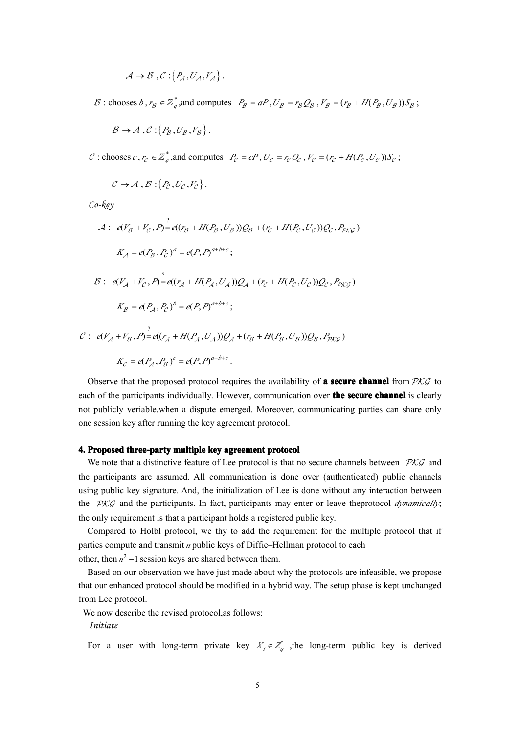$\mathcal{A} \to \mathcal{B}, \mathcal{C} : \{P_\mathcal{A}, U_\mathcal{A}, V_\mathcal{A}\}$.

$\mathcal{B}$ : chooses $b, r_\mathcal{B} \in \mathbb{Z}_q^*$,and computes $P_\mathcal{B} = aP, U_\mathcal{B} = r_\mathcal{B} Q_\mathcal{B}, V_\mathcal{B} = (r_\mathcal{B} + H(P_\mathcal{B}, U_\mathcal{B}))S_\mathcal{B}$;

$\mathcal{B} \to \mathcal{A}, \mathcal{C} : \{P_\mathcal{B}, U_\mathcal{B}, V_\mathcal{B}\}$.

$\mathcal{C}$ : chooses $c, r_\mathcal{C} \in \mathbb{Z}_q^*$,and computes $P_\mathcal{C} = cP, U_\mathcal{C} = r_\mathcal{C} Q_\mathcal{C}, V_\mathcal{C} = (r_\mathcal{C} + H(P_\mathcal{C}, U_\mathcal{C}))S_\mathcal{C}$;

$\mathcal{C} \to \mathcal{A}, \mathcal{B} : \{P_\mathcal{C}, U_\mathcal{C}, V_\mathcal{C}\}$.

*Co-key*

$$\mathcal{A}: \ e(V_\mathcal{B} + V_\mathcal{C}, P) \stackrel{?}{=} e((r_\mathcal{B} + H(P_\mathcal{B}, U_\mathcal{B}))Q_\mathcal{B} + (r_\mathcal{C} + H(P_\mathcal{C}, U_\mathcal{C}))Q_\mathcal{C}, P_{\mathcal{PKG}})$$

$$K_\mathcal{A} = e(P_\mathcal{B}, P_\mathcal{C})^a = e(P, P)^{a+b+c};$$

$$\mathcal{B}: \ e(V_\mathcal{A} + V_\mathcal{C}, P) \stackrel{?}{=} e((r_\mathcal{A} + H(P_\mathcal{A}, U_\mathcal{A}))Q_\mathcal{A} + (r_\mathcal{C} + H(P_\mathcal{C}, U_\mathcal{C}))Q_\mathcal{C}, P_{\mathcal{PKG}})$$

$$K_\mathcal{B} = e(P_\mathcal{A}, P_\mathcal{C})^b = e(P, P)^{a+b+c};$$

$$\mathcal{C}: \ e(V_\mathcal{A} + V_\mathcal{B}, P) \stackrel{?}{=} e((r_\mathcal{A} + H(P_\mathcal{A}, U_\mathcal{A}))Q_\mathcal{A} + (r_\mathcal{B} + H(P_\mathcal{B}, U_\mathcal{B}))Q_\mathcal{B}, P_{\mathcal{PKG}})$$

$$K_\mathcal{C} = e(P_\mathcal{A}, P_\mathcal{B})^c = e(P, P)^{a+b+c}.$$

Observe that the proposed protocol requires the availability of **a secure channel** from $\mathcal{PKG}$ to each of the participants individually. However, communication over **the secure channel** is clearly not publicly veriable,when a dispute emerged. Moreover, communicating parties can share only one session key after running the key agreement protocol.

## 4. Proposed three-party multiple key agreement protocol

We note that a distinctive feature of Lee protocol is that no secure channels between $\mathcal{PKG}$ and the participants are assumed. All communication is done over (authenticated) public channels using public key signature. And, the initialization of Lee is done without any interaction between the $\mathcal{PKG}$ and the participants. In fact, participants may enter or leave theprotocol *dynamically*; the only requirement is that a participant holds a registered public key.

Compared to Holbl protocol, we thy to add the requirement for the multiple protocol that if parties compute and transmit $n$ public keys of Diffie–Hellman protocol to each other, then $n^2 - 1$ session keys are shared between them.

Based on our observation we have just made about why the protocols are infeasible, we propose that our enhanced protocol should be modified in a hybrid way. The setup phase is kept unchanged from Lee protocol.

We now describe the revised protocol,as follows:

*Initiate*

For a user with long-term private key $X_i \in Z_q^*$ ,the long-term public key is derived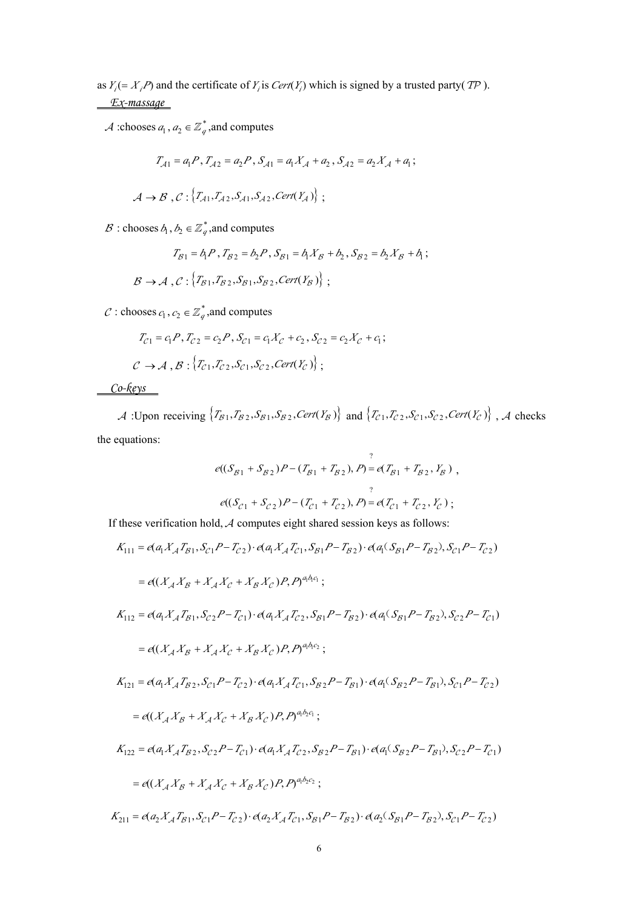as $Y_i (= X_i P)$ and the certificate of $Y_i$ is $Cert(Y_i)$ which is signed by a trusted party( $\mathcal{TP}$ ).

*Ex-massage*

$\mathcal{A}$ :chooses $a_1, a_2 \in \mathbb{Z}_q^*$,and computes

$$T_{\mathcal{A}1} = a_1 P, T_{\mathcal{A}2} = a_2 P, S_{\mathcal{A}1} = a_1 X_{\mathcal{A}} + a_2, S_{\mathcal{A}2} = a_2 X_{\mathcal{A}} + a_1;$$

$$\mathcal{A} \to \mathcal{B}, \mathcal{C} : \{T_{\mathcal{A}1}, T_{\mathcal{A}2}, S_{\mathcal{A}1}, S_{\mathcal{A}2}, Cert(Y_{\mathcal{A}})\};$$

$\mathcal{B}$ : chooses $b_1, b_2 \in \mathbb{Z}_q^*$,and computes

$$T_{\mathcal{B}1} = b_1 P, T_{\mathcal{B}2} = b_2 P, S_{\mathcal{B}1} = b_1 X_{\mathcal{B}} + b_2, S_{\mathcal{B}2} = b_2 X_{\mathcal{B}} + b_1;$$

$$\mathcal{B} \to \mathcal{A}, \mathcal{C} : \{T_{\mathcal{B}1}, T_{\mathcal{B}2}, S_{\mathcal{B}1}, S_{\mathcal{B}2}, Cert(Y_{\mathcal{B}})\};$$

$\mathcal{C}$ : chooses $c_1, c_2 \in \mathbb{Z}_q^*$,and computes

$$T_{\mathcal{C}1} = c_1 P, T_{\mathcal{C}2} = c_2 P, S_{\mathcal{C}1} = c_1 X_{\mathcal{C}} + c_2, S_{\mathcal{C}2} = c_2 X_{\mathcal{C}} + c_1;$$

$$\mathcal{C} \to \mathcal{A}, \mathcal{B} : \{T_{\mathcal{C}1}, T_{\mathcal{C}2}, S_{\mathcal{C}1}, S_{\mathcal{C}2}, Cert(Y_{\mathcal{C}})\};$$

*Co-keys*

$\mathcal{A}$ :Upon receiving $\{T_{\mathcal{B}1}, T_{\mathcal{B}2}, S_{\mathcal{B}1}, S_{\mathcal{B}2}, Cert(Y_{\mathcal{B}})\}$ and $\{T_{\mathcal{C}1}, T_{\mathcal{C}2}, S_{\mathcal{C}1}, S_{\mathcal{C}2}, Cert(Y_{\mathcal{C}})\}$, $\mathcal{A}$ checks the equations:

$$e((S_{\mathcal{B}1} + S_{\mathcal{B}2})P - (T_{\mathcal{B}1} + T_{\mathcal{B}2}), P) \stackrel{?}{=} e(T_{\mathcal{B}1} + T_{\mathcal{B}2}, Y_{\mathcal{B}}),$$

$$e((S_{\mathcal{C}1} + S_{\mathcal{C}2})P - (T_{\mathcal{C}1} + T_{\mathcal{C}2}), P) \stackrel{?}{=} e(T_{\mathcal{C}1} + T_{\mathcal{C}2}, Y_{\mathcal{C}});$$

If these verification hold, $\mathcal{A}$ computes eight shared session keys as follows:

$$K_{111} = e(a_1 X_{\mathcal{A}} T_{\mathcal{B}1}, S_{\mathcal{C}1}P - T_{\mathcal{C}2}) \cdot e(a_1 X_{\mathcal{A}} T_{\mathcal{C}1}, S_{\mathcal{B}1}P - T_{\mathcal{B}2}) \cdot e(a_1(S_{\mathcal{B}1}P - T_{\mathcal{B}2}), S_{\mathcal{C}1}P - T_{\mathcal{C}2})$$

$$= e((X_{\mathcal{A}} X_{\mathcal{B}} + X_{\mathcal{A}} X_{\mathcal{C}} + X_{\mathcal{B}} X_{\mathcal{C}})P, P)^{a_1 b_1 c_1};$$

$$K_{112} = e(a_1 X_{\mathcal{A}} T_{\mathcal{B}1}, S_{\mathcal{C}2}P - T_{\mathcal{C}1}) \cdot e(a_1 X_{\mathcal{A}} T_{\mathcal{C}2}, S_{\mathcal{B}1}P - T_{\mathcal{B}2}) \cdot e(a_1(S_{\mathcal{B}1}P - T_{\mathcal{B}2}), S_{\mathcal{C}2}P - T_{\mathcal{C}1})$$

$$= e((X_{\mathcal{A}} X_{\mathcal{B}} + X_{\mathcal{A}} X_{\mathcal{C}} + X_{\mathcal{B}} X_{\mathcal{C}})P, P)^{a_1 b_1 c_2};$$

$$K_{121} = e(a_1 X_{\mathcal{A}} T_{\mathcal{B}2}, S_{\mathcal{C}1}P - T_{\mathcal{C}2}) \cdot e(a_1 X_{\mathcal{A}} T_{\mathcal{C}1}, S_{\mathcal{B}2}P - T_{\mathcal{B}1}) \cdot e(a_1(S_{\mathcal{B}2}P - T_{\mathcal{B}1}), S_{\mathcal{C}1}P - T_{\mathcal{C}2})$$

$$= e((X_{\mathcal{A}} X_{\mathcal{B}} + X_{\mathcal{A}} X_{\mathcal{C}} + X_{\mathcal{B}} X_{\mathcal{C}})P, P)^{a_1 b_2 c_1};$$

$$K_{122} = e(a_1 X_{\mathcal{A}} T_{\mathcal{B}2}, S_{\mathcal{C}2}P - T_{\mathcal{C}1}) \cdot e(a_1 X_{\mathcal{A}} T_{\mathcal{C}2}, S_{\mathcal{B}2}P - T_{\mathcal{B}1}) \cdot e(a_1(S_{\mathcal{B}2}P - T_{\mathcal{B}1}), S_{\mathcal{C}2}P - T_{\mathcal{C}1})$$

$$= e((X_{\mathcal{A}} X_{\mathcal{B}} + X_{\mathcal{A}} X_{\mathcal{C}} + X_{\mathcal{B}} X_{\mathcal{C}})P, P)^{a_1 b_2 c_2};$$

$$K_{211} = e(a_2 X_{\mathcal{A}} T_{\mathcal{B}1}, S_{\mathcal{C}1}P - T_{\mathcal{C}2}) \cdot e(a_2 X_{\mathcal{A}} T_{\mathcal{C}1}, S_{\mathcal{B}1}P - T_{\mathcal{B}2}) \cdot e(a_2(S_{\mathcal{B}1}P - T_{\mathcal{B}2}), S_{\mathcal{C}1}P - T_{\mathcal{C}2})$$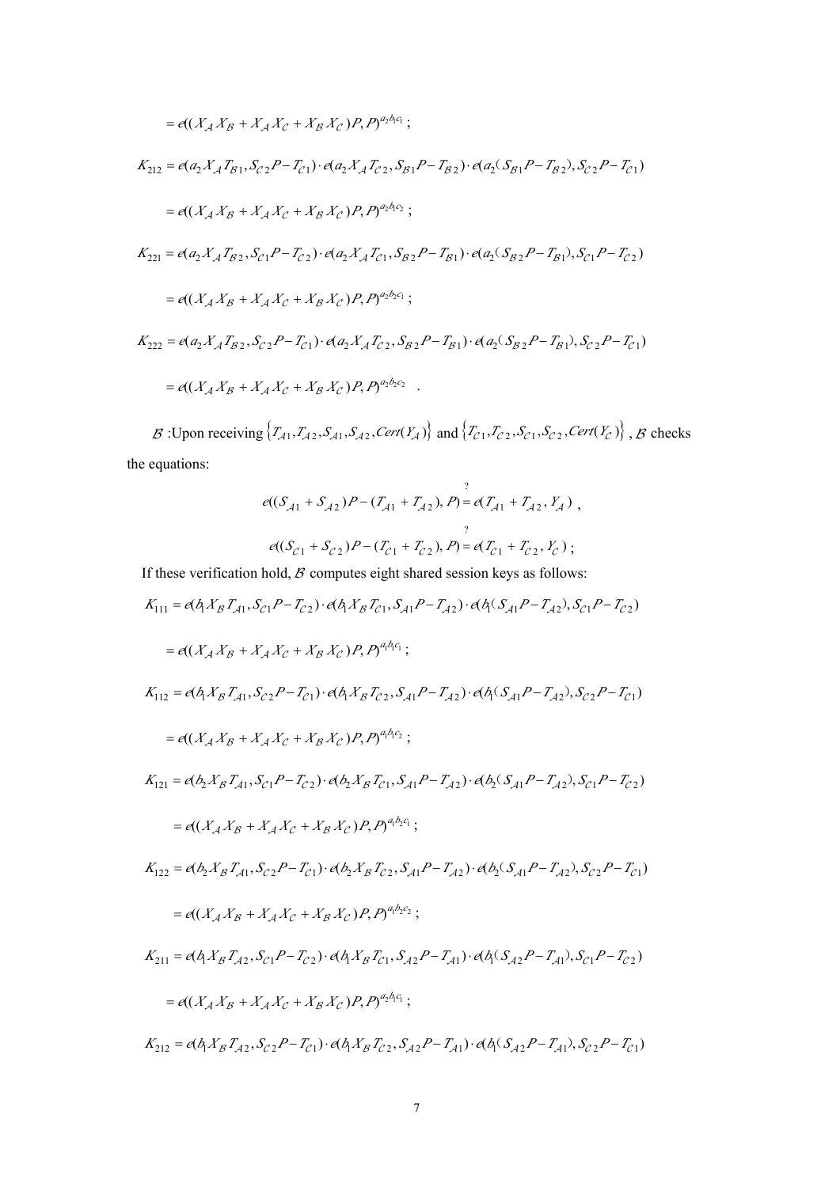$$= e((X_A X_B + X_A X_C + X_B X_C)P, P)^{a_2 b_1 c_1};$$

$$K_{212} = e(a_2 X_A T_{B1}, S_{C2}P - T_{C1}) \cdot e(a_2 X_A T_{C2}, S_{B1}P - T_{B2}) \cdot e(a_2(S_{B1}P - T_{B2}), S_{C2}P - T_{C1})$$

$$= e((X_A X_B + X_A X_C + X_B X_C)P, P)^{a_2 b_1 c_2};$$

$$K_{221} = e(a_2 X_A T_{B2}, S_{C1}P - T_{C2}) \cdot e(a_2 X_A T_{C1}, S_{B2}P - T_{B1}) \cdot e(a_2(S_{B2}P - T_{B1}), S_{C1}P - T_{C2})$$

$$= e((X_A X_B + X_A X_C + X_B X_C)P, P)^{a_2 b_2 c_1};$$

$$K_{222} = e(a_2 X_A T_{B2}, S_{C2}P - T_{C1}) \cdot e(a_2 X_A T_{C2}, S_{B2}P - T_{B1}) \cdot e(a_2(S_{B2}P - T_{B1}), S_{C2}P - T_{C1})$$

$$= e((X_A X_B + X_A X_C + X_B X_C)P, P)^{a_2 b_2 c_2}.$$

$\mathcal{B}$ :Upon receiving $\{T_{A1}, T_{A2}, S_{A1}, S_{A2}, Cert(Y_A)\}$ and $\{T_{C1}, T_{C2}, S_{C1}, S_{C2}, Cert(Y_C)\}$, $\mathcal{B}$ checks the equations:

$$e((S_{A1} + S_{A2})P - (T_{A1} + T_{A2}), P) \stackrel{?}{=} e(T_{A1} + T_{A2}, Y_A),$$

$$e((S_{C1} + S_{C2})P - (T_{C1} + T_{C2}), P) \stackrel{?}{=} e(T_{C1} + T_{C2}, Y_C);$$

If these verification hold, $\mathcal{B}$ computes eight shared session keys as follows:

$$K_{111} = e(b_1 X_B T_{A1}, S_{C1}P - T_{C2}) \cdot e(b_1 X_B T_{C1}, S_{A1}P - T_{A2}) \cdot e(b_1(S_{A1}P - T_{A2}), S_{C1}P - T_{C2})$$

$$= e((X_A X_B + X_A X_C + X_B X_C)P, P)^{a_1 b_1 c_1};$$

$$K_{112} = e(b_1 X_B T_{A1}, S_{C2}P - T_{C1}) \cdot e(b_1 X_B T_{C2}, S_{A1}P - T_{A2}) \cdot e(b_1(S_{A1}P - T_{A2}), S_{C2}P - T_{C1})$$

$$= e((X_A X_B + X_A X_C + X_B X_C)P, P)^{a_1 b_1 c_2};$$

$$K_{121} = e(b_2 X_B T_{A1}, S_{C1}P - T_{C2}) \cdot e(b_2 X_B T_{C1}, S_{A1}P - T_{A2}) \cdot e(b_2(S_{A1}P - T_{A2}), S_{C1}P - T_{C2})$$

$$= e((X_A X_B + X_A X_C + X_B X_C)P, P)^{a_1 b_2 c_1};$$

$$K_{122} = e(b_2 X_B T_{A1}, S_{C2}P - T_{C1}) \cdot e(b_2 X_B T_{C2}, S_{A1}P - T_{A2}) \cdot e(b_2(S_{A1}P - T_{A2}), S_{C2}P - T_{C1})$$

$$= e((X_A X_B + X_A X_C + X_B X_C)P, P)^{a_1 b_2 c_2};$$

$$K_{211} = e(b_1 X_B T_{A2}, S_{C1}P - T_{C2}) \cdot e(b_1 X_B T_{C1}, S_{A2}P - T_{A1}) \cdot e(b_1(S_{A2}P - T_{A1}), S_{C1}P - T_{C2})$$

$$= e((X_A X_B + X_A X_C + X_B X_C)P, P)^{a_2 b_1 c_1};$$

$$K_{212} = e(b_1 X_B T_{A2}, S_{C2}P - T_{C1}) \cdot e(b_1 X_B T_{C2}, S_{A2}P - T_{A1}) \cdot e(b_1(S_{A2}P - T_{A1}), S_{C2}P - T_{C1})$$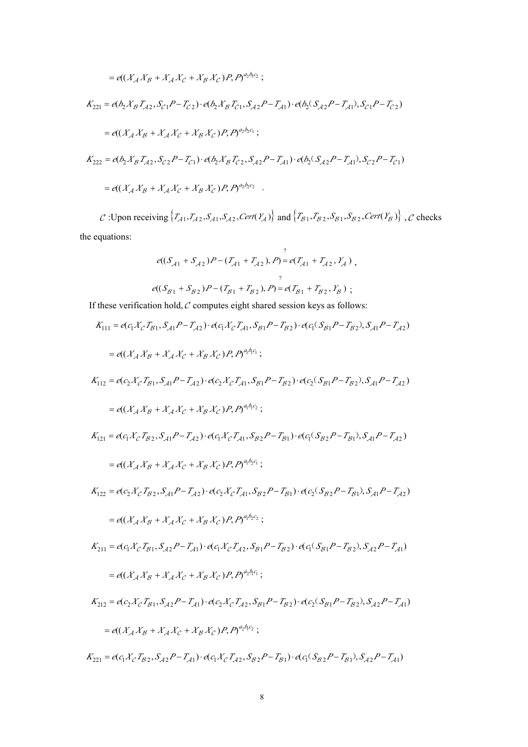$$= e((X_{\mathcal{A}} X_{\mathcal{B}} + X_{\mathcal{A}} X_{\mathcal{C}} + X_{\mathcal{B}} X_{\mathcal{C}})P, P)^{a_2 b_1 c_2};$$

$$K_{221} = e(b_2 X_{\mathcal{B}} T_{\mathcal{A}2}, S_{\mathcal{C}1}P - T_{\mathcal{C}2}) \cdot e(b_2 X_{\mathcal{B}} T_{\mathcal{C}1}, S_{\mathcal{A}2}P - T_{\mathcal{A}1}) \cdot e(b_2(S_{\mathcal{A}2}P - T_{\mathcal{A}1}), S_{\mathcal{C}1}P - T_{\mathcal{C}2})$$

$$= e((X_{\mathcal{A}} X_{\mathcal{B}} + X_{\mathcal{A}} X_{\mathcal{C}} + X_{\mathcal{B}} X_{\mathcal{C}})P, P)^{a_2 b_2 c_1};$$

$$K_{222} = e(b_2 X_{\mathcal{B}} T_{\mathcal{A}2}, S_{\mathcal{C}2}P - T_{\mathcal{C}1}) \cdot e(b_2 X_{\mathcal{B}} T_{\mathcal{C}2}, S_{\mathcal{A}2}P - T_{\mathcal{A}1}) \cdot e(b_2(S_{\mathcal{A}2}P - T_{\mathcal{A}1}), S_{\mathcal{C}2}P - T_{\mathcal{C}1})$$

$$= e((X_{\mathcal{A}} X_{\mathcal{B}} + X_{\mathcal{A}} X_{\mathcal{C}} + X_{\mathcal{B}} X_{\mathcal{C}})P, P)^{a_2 b_2 c_2}.$$

$\mathcal{C}$ :Upon receiving $\{T_{\mathcal{A}1}, T_{\mathcal{A}2}, S_{\mathcal{A}1}, S_{\mathcal{A}2}, Cert(Y_{\mathcal{A}})\}$ and $\{T_{\mathcal{B}1}, T_{\mathcal{B}2}, S_{\mathcal{B}1}, S_{\mathcal{B}2}, Cert(Y_{\mathcal{B}})\}$, $\mathcal{C}$ checks the equations:

$$e((S_{\mathcal{A}1} + S_{\mathcal{A}2})P - (T_{\mathcal{A}1} + T_{\mathcal{A}2}), P) \stackrel{?}{=} e(T_{\mathcal{A}1} + T_{\mathcal{A}2}, Y_{\mathcal{A}}),$$

$$e((S_{\mathcal{B}1} + S_{\mathcal{B}2})P - (T_{\mathcal{B}1} + T_{\mathcal{B}2}), P) \stackrel{?}{=} e(T_{\mathcal{B}1} + T_{\mathcal{B}2}, Y_{\mathcal{B}});$$

If these verification hold, $\mathcal{C}$ computes eight shared session keys as follows:

$$K_{111} = e(c_1 X_{\mathcal{C}} T_{\mathcal{B}1}, S_{\mathcal{A}1}P - T_{\mathcal{A}2}) \cdot e(c_1 X_{\mathcal{C}} T_{\mathcal{A}1}, S_{\mathcal{B}1}P - T_{\mathcal{B}2}) \cdot e(c_1(S_{\mathcal{B}1}P - T_{\mathcal{B}2}), S_{\mathcal{A}1}P - T_{\mathcal{A}2})$$

$$= e((X_{\mathcal{A}} X_{\mathcal{B}} + X_{\mathcal{A}} X_{\mathcal{C}} + X_{\mathcal{B}} X_{\mathcal{C}})P, P)^{a_1 b_1 c_1};$$

$$K_{112} = e(c_2 X_{\mathcal{C}} T_{\mathcal{B}1}, S_{\mathcal{A}1}P - T_{\mathcal{A}2}) \cdot e(c_2 X_{\mathcal{C}} T_{\mathcal{A}1}, S_{\mathcal{B}1}P - T_{\mathcal{B}2}) \cdot e(c_2(S_{\mathcal{B}1}P - T_{\mathcal{B}2}), S_{\mathcal{A}1}P - T_{\mathcal{A}2})$$

$$= e((X_{\mathcal{A}} X_{\mathcal{B}} + X_{\mathcal{A}} X_{\mathcal{C}} + X_{\mathcal{B}} X_{\mathcal{C}})P, P)^{a_1 b_1 c_2};$$

$$K_{121} = e(c_1 X_{\mathcal{C}} T_{\mathcal{B}2}, S_{\mathcal{A}1}P - T_{\mathcal{A}2}) \cdot e(c_1 X_{\mathcal{C}} T_{\mathcal{A}1}, S_{\mathcal{B}2}P - T_{\mathcal{B}1}) \cdot e(c_1(S_{\mathcal{B}2}P - T_{\mathcal{B}1}), S_{\mathcal{A}1}P - T_{\mathcal{A}2})$$

$$= e((X_{\mathcal{A}} X_{\mathcal{B}} + X_{\mathcal{A}} X_{\mathcal{C}} + X_{\mathcal{B}} X_{\mathcal{C}})P, P)^{a_1 b_2 c_1};$$

$$K_{122} = e(c_2 X_{\mathcal{C}} T_{\mathcal{B}2}, S_{\mathcal{A}1}P - T_{\mathcal{A}2}) \cdot e(c_2 X_{\mathcal{C}} T_{\mathcal{A}1}, S_{\mathcal{B}2}P - T_{\mathcal{B}1}) \cdot e(c_2(S_{\mathcal{B}2}P - T_{\mathcal{B}1}), S_{\mathcal{A}1}P - T_{\mathcal{A}2})$$

$$= e((X_{\mathcal{A}} X_{\mathcal{B}} + X_{\mathcal{A}} X_{\mathcal{C}} + X_{\mathcal{B}} X_{\mathcal{C}})P, P)^{a_1 b_2 c_2};$$

$$K_{211} = e(c_1 X_{\mathcal{C}} T_{\mathcal{B}1}, S_{\mathcal{A}2}P - T_{\mathcal{A}1}) \cdot e(c_1 X_{\mathcal{C}} T_{\mathcal{A}2}, S_{\mathcal{B}1}P - T_{\mathcal{B}2}) \cdot e(c_1(S_{\mathcal{B}1}P - T_{\mathcal{B}2}), S_{\mathcal{A}2}P - T_{\mathcal{A}1})$$

$$= e((X_{\mathcal{A}} X_{\mathcal{B}} + X_{\mathcal{A}} X_{\mathcal{C}} + X_{\mathcal{B}} X_{\mathcal{C}})P, P)^{a_2 b_1 c_1};$$

$$K_{212} = e(c_2 X_{\mathcal{C}} T_{\mathcal{B}1}, S_{\mathcal{A}2}P - T_{\mathcal{A}1}) \cdot e(c_2 X_{\mathcal{C}} T_{\mathcal{A}2}, S_{\mathcal{B}1}P - T_{\mathcal{B}2}) \cdot e(c_2(S_{\mathcal{B}1}P - T_{\mathcal{B}2}), S_{\mathcal{A}2}P - T_{\mathcal{A}1})$$

$$= e((X_{\mathcal{A}} X_{\mathcal{B}} + X_{\mathcal{A}} X_{\mathcal{C}} + X_{\mathcal{B}} X_{\mathcal{C}})P, P)^{a_2 b_1 c_2};$$

$$K_{221} = e(c_1 X_{\mathcal{C}} T_{\mathcal{B}2}, S_{\mathcal{A}2}P - T_{\mathcal{A}1}) \cdot e(c_1 X_{\mathcal{C}} T_{\mathcal{A}2}, S_{\mathcal{B}2}P - T_{\mathcal{B}1}) \cdot e(c_1(S_{\mathcal{B}2}P - T_{\mathcal{B}1}), S_{\mathcal{A}2}P - T_{\mathcal{A}1})$$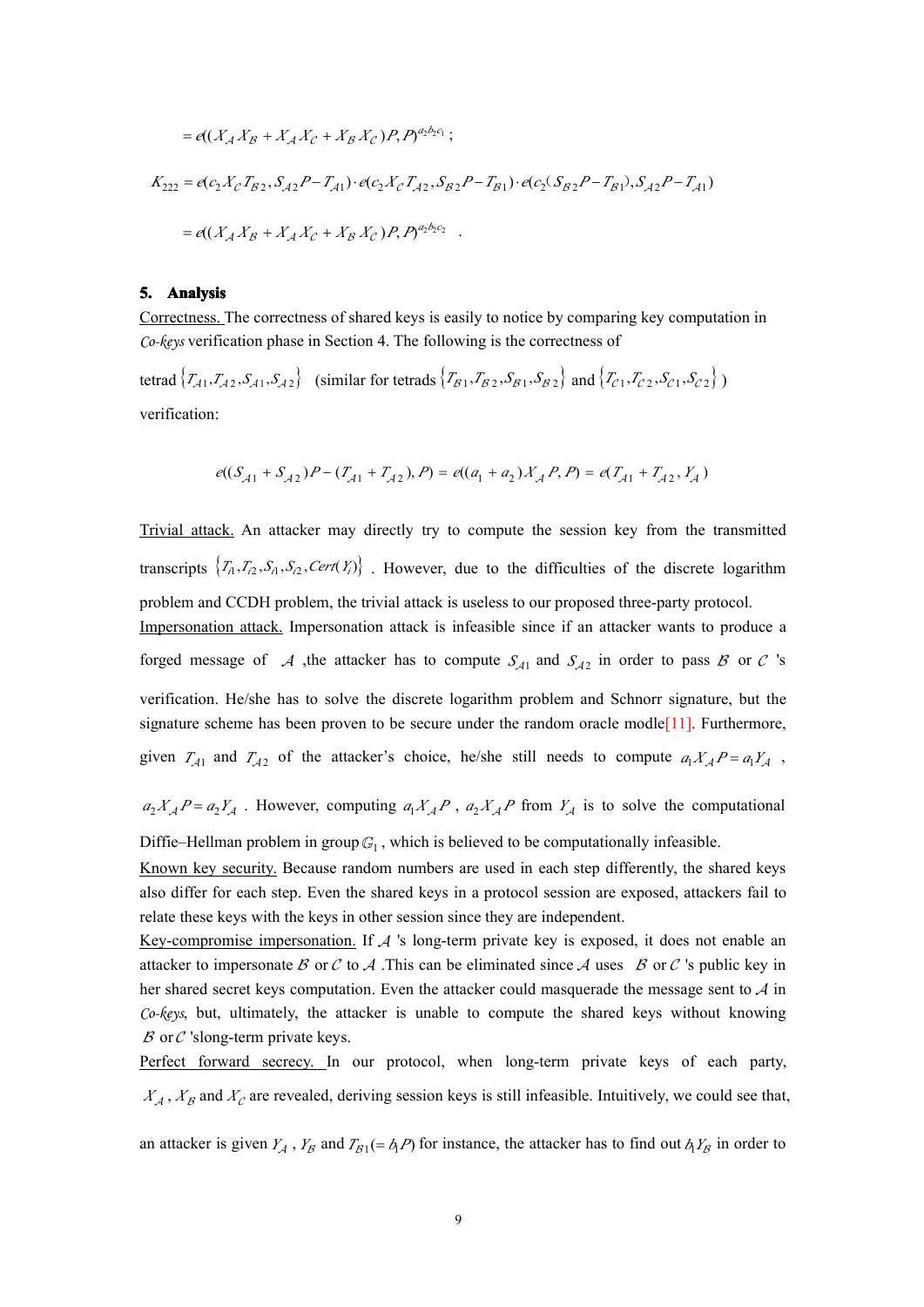$$= e((X_{\mathcal{A}} X_{\mathcal{B}} + X_{\mathcal{A}} X_{\mathcal{C}} + X_{\mathcal{B}} X_{\mathcal{C}}) P, P)^{a_2 b_2 c_1};$$

$$K_{222} = e(c_2 X_{\mathcal{C}} T_{\mathcal{B}2}, S_{\mathcal{A}2} P - T_{\mathcal{A}1}) \cdot e(c_2 X_{\mathcal{C}} T_{\mathcal{A}2}, S_{\mathcal{B}2} P - T_{\mathcal{B}1}) \cdot e(c_2 (S_{\mathcal{B}2} P - T_{\mathcal{B}1}), S_{\mathcal{A}2} P - T_{\mathcal{A}1})$$

$$= e((X_{\mathcal{A}} X_{\mathcal{B}} + X_{\mathcal{A}} X_{\mathcal{C}} + X_{\mathcal{B}} X_{\mathcal{C}}) P, P)^{a_2 b_2 c_2} \quad .$$

## 5. Analysis

Correctness. The correctness of shared keys is easily to notice by comparing key computation in *Co-keys* verification phase in Section 4. The following is the correctness of tetrad $\{T_{\mathcal{A}1}, T_{\mathcal{A}2}, S_{\mathcal{A}1}, S_{\mathcal{A}2}\}$ (similar for tetrads $\{T_{\mathcal{B}1}, T_{\mathcal{B}2}, S_{\mathcal{B}1}, S_{\mathcal{B}2}\}$ and $\{T_{\mathcal{C}1}, T_{\mathcal{C}2}, S_{\mathcal{C}1}, S_{\mathcal{C}2}\}$) verification:

$$e((S_{\mathcal{A}1} + S_{\mathcal{A}2})P - (T_{\mathcal{A}1} + T_{\mathcal{A}2}), P) = e((a_1 + a_2) X_{\mathcal{A}} P, P) = e(T_{\mathcal{A}1} + T_{\mathcal{A}2}, Y_{\mathcal{A}})$$

Trivial attack. An attacker may directly try to compute the session key from the transmitted transcripts $\{T_{i1}, T_{i2}, S_{i1}, S_{i2}, Cert(Y_i)\}$. However, due to the difficulties of the discrete logarithm problem and CCDH problem, the trivial attack is useless to our proposed three-party protocol.

Impersonation attack. Impersonation attack is infeasible since if an attacker wants to produce a forged message of $\mathcal{A}$ ,the attacker has to compute $S_{\mathcal{A}1}$ and $S_{\mathcal{A}2}$ in order to pass $\mathcal{B}$ or $\mathcal{C}$ 's verification. He/she has to solve the discrete logarithm problem and Schnorr signature, but the signature scheme has been proven to be secure under the random oracle modle[11]. Furthermore, given $T_{\mathcal{A}1}$ and $T_{\mathcal{A}2}$ of the attacker's choice, he/she still needs to compute $a_1 X_{\mathcal{A}} P = a_1 Y_{\mathcal{A}}$ , $a_2 X_{\mathcal{A}} P = a_2 Y_{\mathcal{A}}$ . However, computing $a_1 X_{\mathcal{A}} P$ , $a_2 X_{\mathcal{A}} P$ from $Y_{\mathcal{A}}$ is to solve the computational Diffie–Hellman problem in group $\mathbb{G}_1$ , which is believed to be computationally infeasible.

Known key security. Because random numbers are used in each step differently, the shared keys also differ for each step. Even the shared keys in a protocol session are exposed, attackers fail to relate these keys with the keys in other session since they are independent.

Key-compromise impersonation. If $\mathcal{A}$ 's long-term private key is exposed, it does not enable an attacker to impersonate $\mathcal{B}$ or $\mathcal{C}$ to $\mathcal{A}$ .This can be eliminated since $\mathcal{A}$ uses $\mathcal{B}$ or $\mathcal{C}$ 's public key in her shared secret keys computation. Even the attacker could masquerade the message sent to $\mathcal{A}$ in *Co-keys*, but, ultimately, the attacker is unable to compute the shared keys without knowing $\mathcal{B}$ or $\mathcal{C}$ 'slong-term private keys.

Perfect forward secrecy. In our protocol, when long-term private keys of each party, $X_{\mathcal{A}}$ , $X_{\mathcal{B}}$ and $X_{\mathcal{C}}$ are revealed, deriving session keys is still infeasible. Intuitively, we could see that, an attacker is given $Y_{\mathcal{A}}$ , $Y_{\mathcal{B}}$ and $T_{\mathcal{B}1} (= b_1 P)$ for instance, the attacker has to find out $b_1 Y_{\mathcal{B}}$ in order to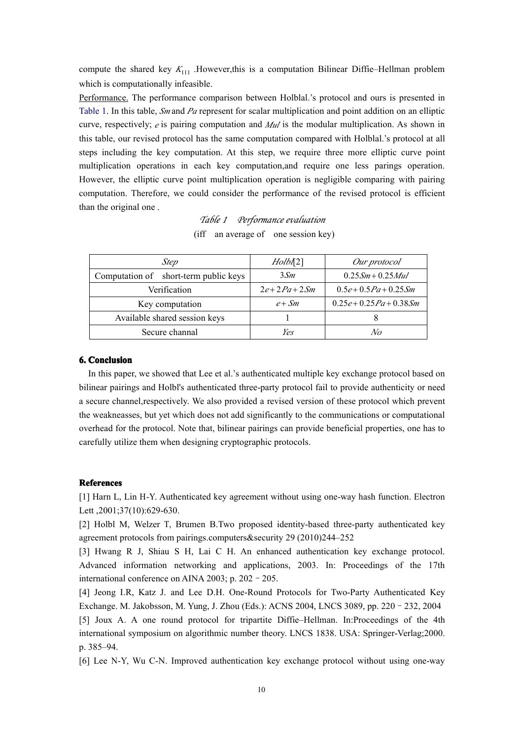compute the shared key $K_{111}$ .However,this is a computation Bilinear Diffie–Hellman problem which is computationally infeasible.

Performance. The performance comparison between Holblal.'s protocol and ours is presented in Table 1. In this table, *Sm* and *Pa* represent for scalar multiplication and point addition on an elliptic curve, respectively; $e$ is pairing computation and *Mul* is the modular multiplication. As shown in this table, our revised protocol has the same computation compared with Holblal.'s protocol at all steps including the key computation. At this step, we require three more elliptic curve point multiplication operations in each key computation,and require one less parings operation. However, the elliptic curve point multiplication operation is negligible comparing with pairing computation. Therefore, we could consider the performance of the revised protocol is efficient than the original one .

*Table 1 Performance evaluation*

(iff an average of one session key)

| *Step* | *Holbl*[2] | *Our protocol* |
|---|---|---|
| Computation of short-term public keys | $3Sm$ | $0.25Sm + 0.25Mul$ |
| Verification | $2e + 2Pa + 2Sm$ | $0.5e + 0.5Pa + 0.25Sm$ |
| Key computation | $e + Sm$ | $0.25e + 0.25Pa + 0.38Sm$ |
| Available shared session keys | 1 | 8 |
| Secure channal | *Yes* | *No* |

## 6. Conclusion

In this paper, we showed that Lee et al.'s authenticated multiple key exchange protocol based on bilinear pairings and Holbl's authenticated three-party protocol fail to provide authenticity or need a secure channel,respectively. We also provided a revised version of these protocol which prevent the weakneasses, but yet which does not add significantly to the communications or computational overhead for the protocol. Note that, bilinear pairings can provide beneficial properties, one has to carefully utilize them when designing cryptographic protocols.

## References

[1] Harn L, Lin H-Y. Authenticated key agreement without using one-way hash function. Electron Lett ,2001;37(10):629-630.

[2] Holbl M, Welzer T, Brumen B.Two proposed identity-based three-party authenticated key agreement protocols from pairings.computers&security 29 (2010)244–252

[3] Hwang R J, Shiau S H, Lai C H. An enhanced authentication key exchange protocol. Advanced information networking and applications, 2003. In: Proceedings of the 17th international conference on AINA 2003; p. 202–205.

[4] Jeong I.R, Katz J. and Lee D.H. One-Round Protocols for Two-Party Authenticated Key Exchange. M. Jakobsson, M. Yung, J. Zhou (Eds.): ACNS 2004, LNCS 3089, pp. 220–232, 2004

[5] Joux A. A one round protocol for tripartite Diffie–Hellman. In:Proceedings of the 4th international symposium on algorithmic number theory. LNCS 1838. USA: Springer-Verlag;2000. p. 385–94.

[6] Lee N-Y, Wu C-N. Improved authentication key exchange protocol without using one-way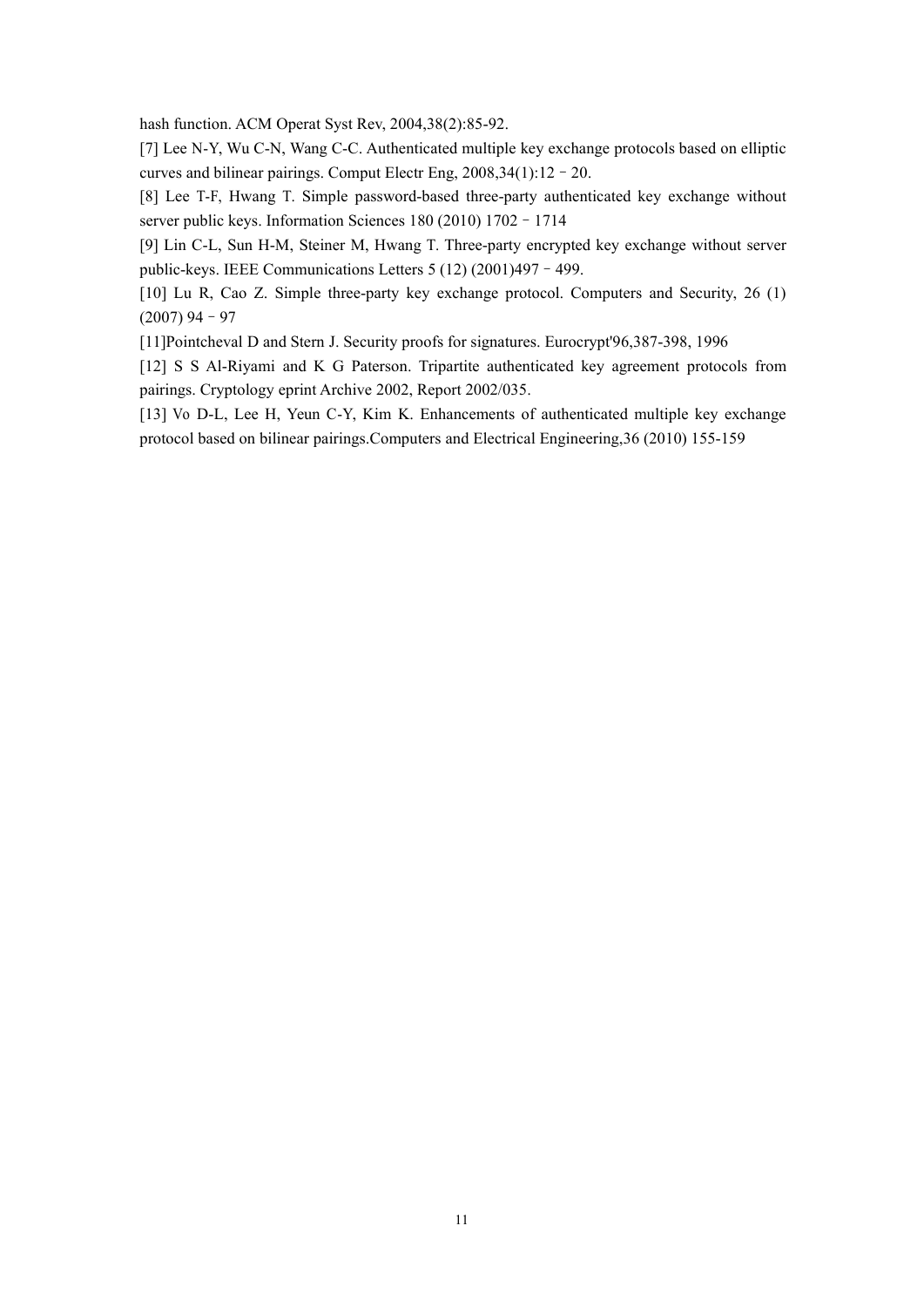hash function. ACM Operat Syst Rev, 2004,38(2):85-92.

[7] Lee N-Y, Wu C-N, Wang C-C. Authenticated multiple key exchange protocols based on elliptic curves and bilinear pairings. Comput Electr Eng, 2008,34(1):12–20.

[8] Lee T-F, Hwang T. Simple password-based three-party authenticated key exchange without server public keys. Information Sciences 180 (2010) 1702–1714

[9] Lin C-L, Sun H-M, Steiner M, Hwang T. Three-party encrypted key exchange without server public-keys. IEEE Communications Letters 5 (12) (2001)497–499.

[10] Lu R, Cao Z. Simple three-party key exchange protocol. Computers and Security, 26 (1) (2007) 94–97

[11]Pointcheval D and Stern J. Security proofs for signatures. Eurocrypt'96,387-398, 1996

[12] S S Al-Riyami and K G Paterson. Tripartite authenticated key agreement protocols from pairings. Cryptology eprint Archive 2002, Report 2002/035.

[13] Vo D-L, Lee H, Yeun C-Y, Kim K. Enhancements of authenticated multiple key exchange protocol based on bilinear pairings.Computers and Electrical Engineering,36 (2010) 155-159